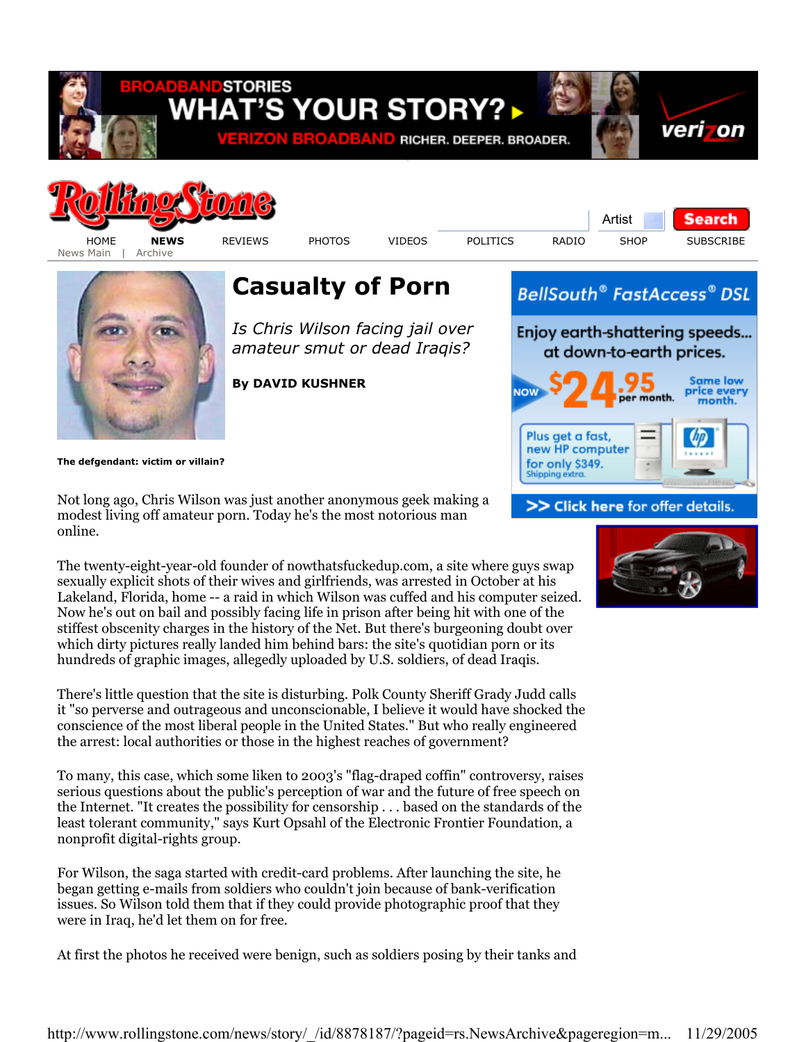# Casualty of Porn

*Is Chris Wilson facing jail over amateur smut or dead Iraqis?*

**By DAVID KUSHNER**

**The defgendant: victim or villain?**

Not long ago, Chris Wilson was just another anonymous geek making a modest living off amateur porn. Today he's the most notorious man online.

The twenty-eight-year-old founder of nowthatsfuckedup.com, a site where guys swap sexually explicit shots of their wives and girlfriends, was arrested in October at his Lakeland, Florida, home -- a raid in which Wilson was cuffed and his computer seized. Now he's out on bail and possibly facing life in prison after being hit with one of the stiffest obscenity charges in the history of the Net. But there's burgeoning doubt over which dirty pictures really landed him behind bars: the site's quotidian porn or its hundreds of graphic images, allegedly uploaded by U.S. soldiers, of dead Iraqis.

There's little question that the site is disturbing. Polk County Sheriff Grady Judd calls it "so perverse and outrageous and unconscionable, I believe it would have shocked the conscience of the most liberal people in the United States." But who really engineered the arrest: local authorities or those in the highest reaches of government?

To many, this case, which some liken to 2003's "flag-draped coffin" controversy, raises serious questions about the public's perception of war and the future of free speech on the Internet. "It creates the possibility for censorship . . . based on the standards of the least tolerant community," says Kurt Opsahl of the Electronic Frontier Foundation, a nonprofit digital-rights group.

For Wilson, the saga started with credit-card problems. After launching the site, he began getting e-mails from soldiers who couldn't join because of bank-verification issues. So Wilson told them that if they could provide photographic proof that they were in Iraq, he'd let them on for free.

At first the photos he received were benign, such as soldiers posing by their tanks and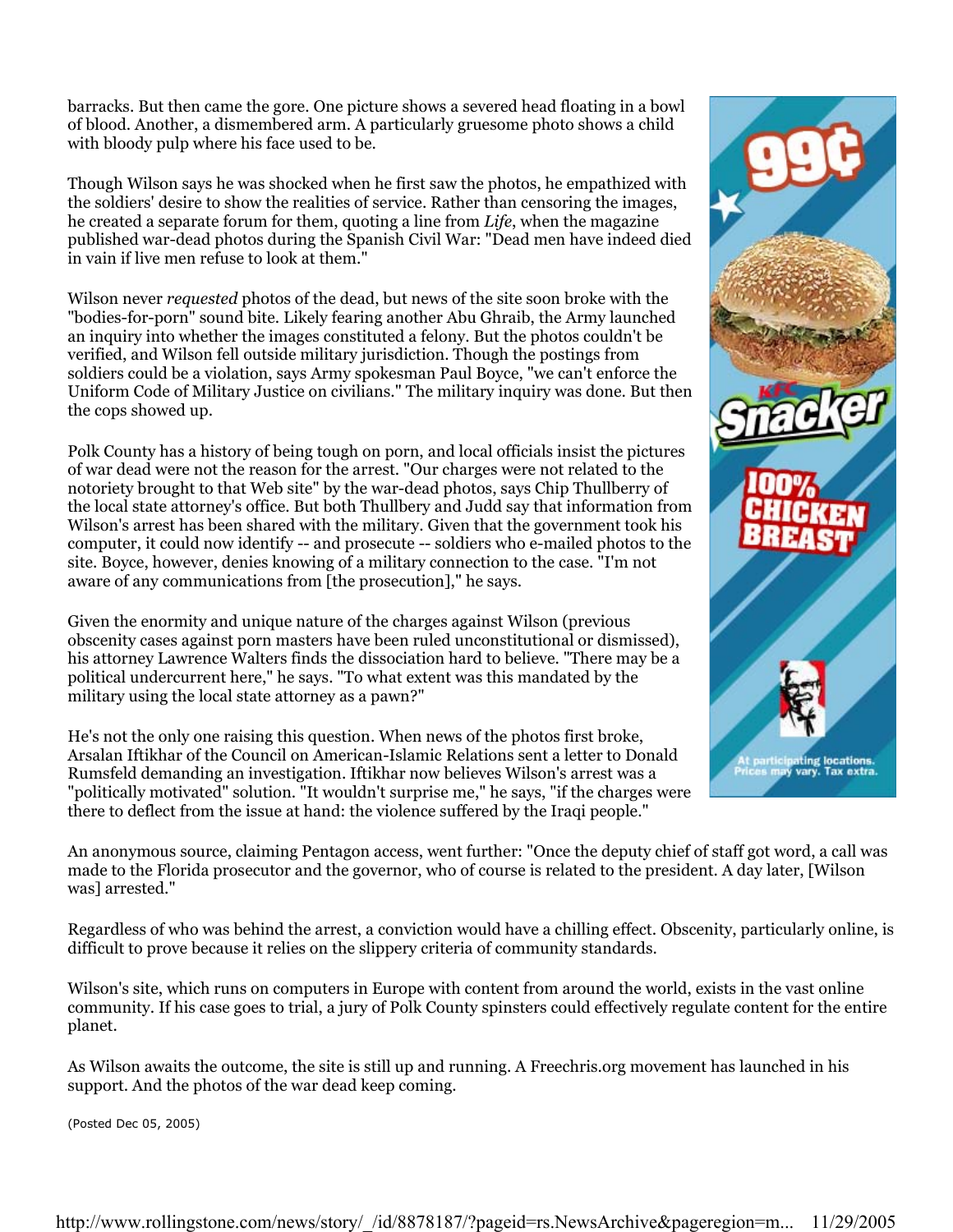barracks. But then came the gore. One picture shows a severed head floating in a bowl of blood. Another, a dismembered arm. A particularly gruesome photo shows a child with bloody pulp where his face used to be.

Though Wilson says he was shocked when he first saw the photos, he empathized with the soldiers' desire to show the realities of service. Rather than censoring the images, he created a separate forum for them, quoting a line from *Life*, when the magazine published war-dead photos during the Spanish Civil War: "Dead men have indeed died in vain if live men refuse to look at them."

Wilson never *requested* photos of the dead, but news of the site soon broke with the "bodies-for-porn" sound bite. Likely fearing another Abu Ghraib, the Army launched an inquiry into whether the images constituted a felony. But the photos couldn't be verified, and Wilson fell outside military jurisdiction. Though the postings from soldiers could be a violation, says Army spokesman Paul Boyce, "we can't enforce the Uniform Code of Military Justice on civilians." The military inquiry was done. But then the cops showed up.

Polk County has a history of being tough on porn, and local officials insist the pictures of war dead were not the reason for the arrest. "Our charges were not related to the notoriety brought to that Web site" by the war-dead photos, says Chip Thullberry of the local state attorney's office. But both Thullbery and Judd say that information from Wilson's arrest has been shared with the military. Given that the government took his computer, it could now identify -- and prosecute -- soldiers who e-mailed photos to the site. Boyce, however, denies knowing of a military connection to the case. "I'm not aware of any communications from [the prosecution]," he says.

Given the enormity and unique nature of the charges against Wilson (previous obscenity cases against porn masters have been ruled unconstitutional or dismissed), his attorney Lawrence Walters finds the dissociation hard to believe. "There may be a political undercurrent here," he says. "To what extent was this mandated by the military using the local state attorney as a pawn?"

He's not the only one raising this question. When news of the photos first broke, Arsalan Iftikhar of the Council on American-Islamic Relations sent a letter to Donald Rumsfeld demanding an investigation. Iftikhar now believes Wilson's arrest was a "politically motivated" solution. "It wouldn't surprise me," he says, "if the charges were there to deflect from the issue at hand: the violence suffered by the Iraqi people."

An anonymous source, claiming Pentagon access, went further: "Once the deputy chief of staff got word, a call was made to the Florida prosecutor and the governor, who of course is related to the president. A day later, [Wilson was] arrested."

Regardless of who was behind the arrest, a conviction would have a chilling effect. Obscenity, particularly online, is difficult to prove because it relies on the slippery criteria of community standards.

Wilson's site, which runs on computers in Europe with content from around the world, exists in the vast online community. If his case goes to trial, a jury of Polk County spinsters could effectively regulate content for the entire planet.

As Wilson awaits the outcome, the site is still up and running. A Freechris.org movement has launched in his support. And the photos of the war dead keep coming.

(Posted Dec 05, 2005)